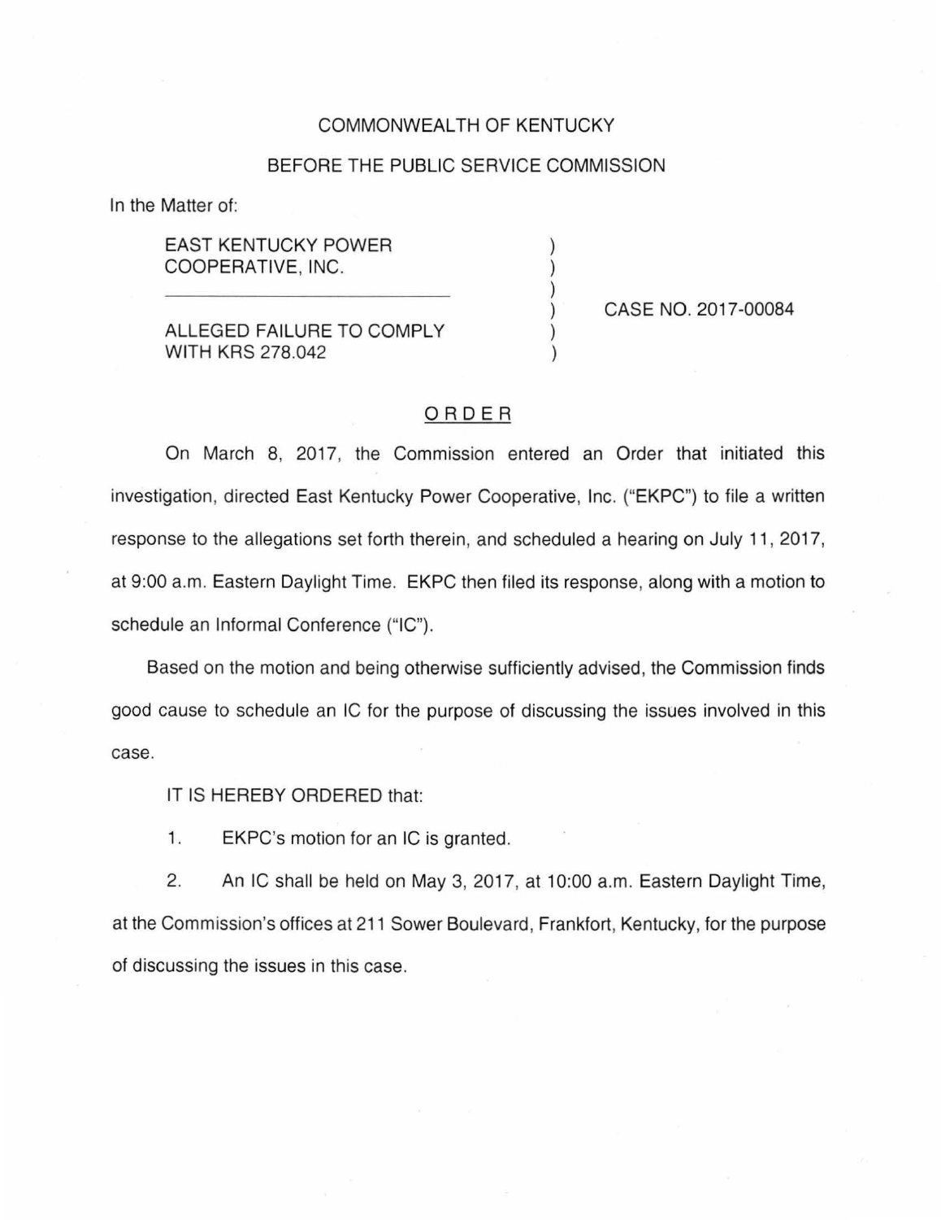COMMONWEALTH OF KENTUCKY

BEFORE THE PUBLIC SERVICE COMMISSION

In the Matter of:

| | | |
|---|---|---|
| EAST KENTUCKY POWER COOPERATIVE, INC. | ) | |
| | ) | CASE NO. 2017-00084 |
| ALLEGED FAILURE TO COMPLY WITH KRS 278.042 | ) | |

## ORDER

On March 8, 2017, the Commission entered an Order that initiated this investigation, directed East Kentucky Power Cooperative, Inc. ("EKPC") to file a written response to the allegations set forth therein, and scheduled a hearing on July 11, 2017, at 9:00 a.m. Eastern Daylight Time. EKPC then filed its response, along with a motion to schedule an Informal Conference ("IC").

Based on the motion and being otherwise sufficiently advised, the Commission finds good cause to schedule an IC for the purpose of discussing the issues involved in this case.

IT IS HEREBY ORDERED that:

1. EKPC's motion for an IC is granted.

2. An IC shall be held on May 3, 2017, at 10:00 a.m. Eastern Daylight Time, at the Commission's offices at 211 Sower Boulevard, Frankfort, Kentucky, for the purpose of discussing the issues in this case.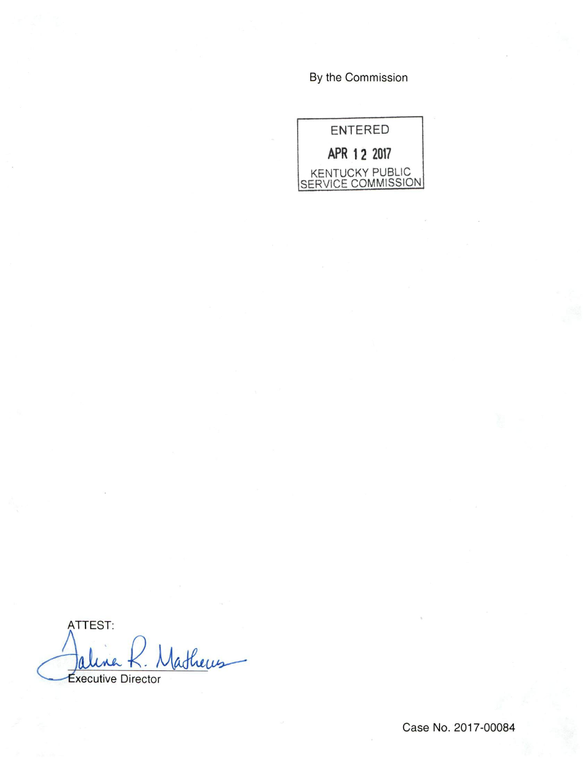By the Commission

ENTERED

APR 12 2017

KENTUCKY PUBLIC SERVICE COMMISSION

ATTEST:

Executive Director

Case No. 2017-00084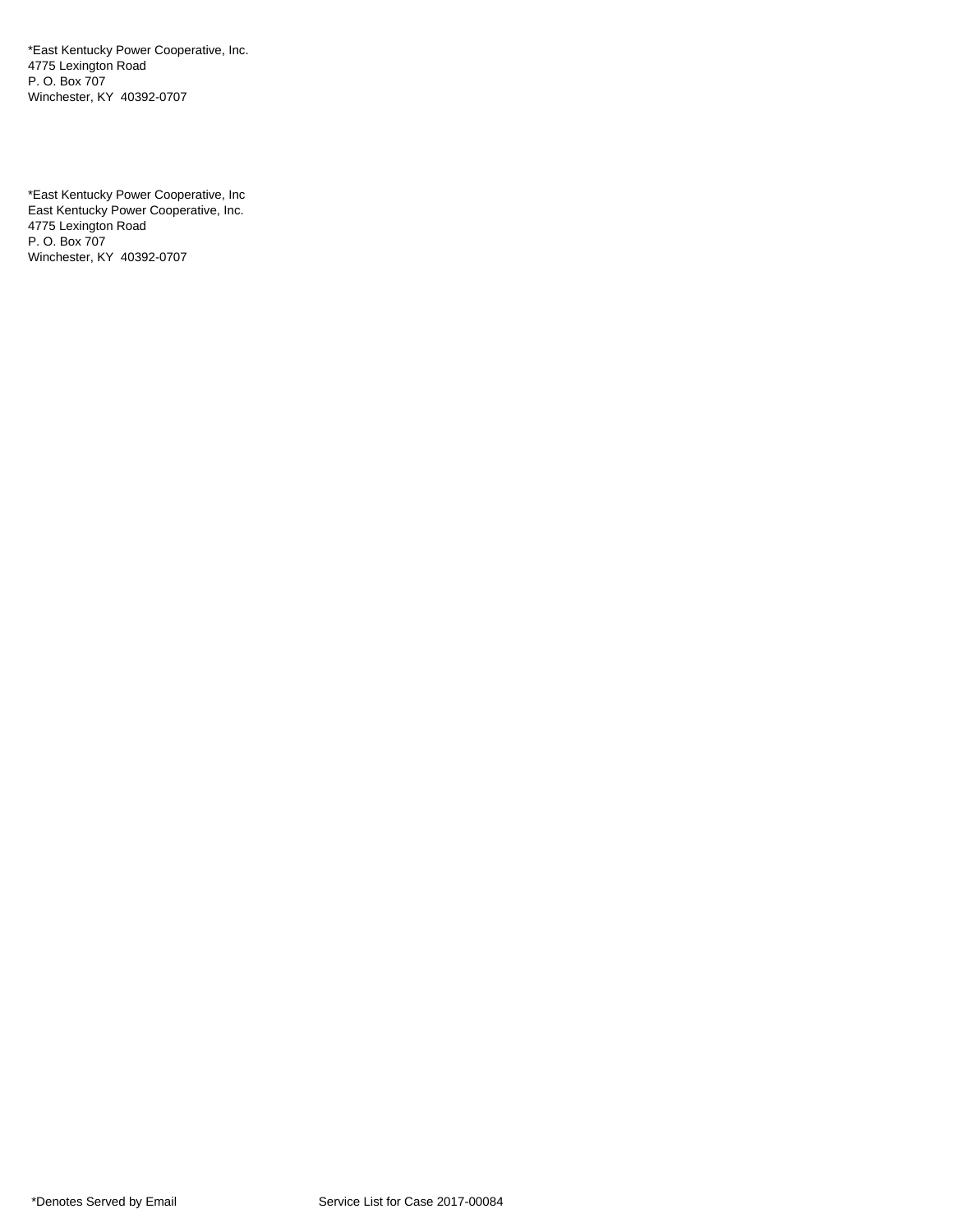*East Kentucky Power Cooperative, Inc.
4775 Lexington Road
P. O. Box 707
Winchester, KY  40392-0707

*East Kentucky Power Cooperative, Inc
East Kentucky Power Cooperative, Inc.
4775 Lexington Road
P. O. Box 707
Winchester, KY  40392-0707

*Denotes Served by Email

Service List for Case 2017-00084